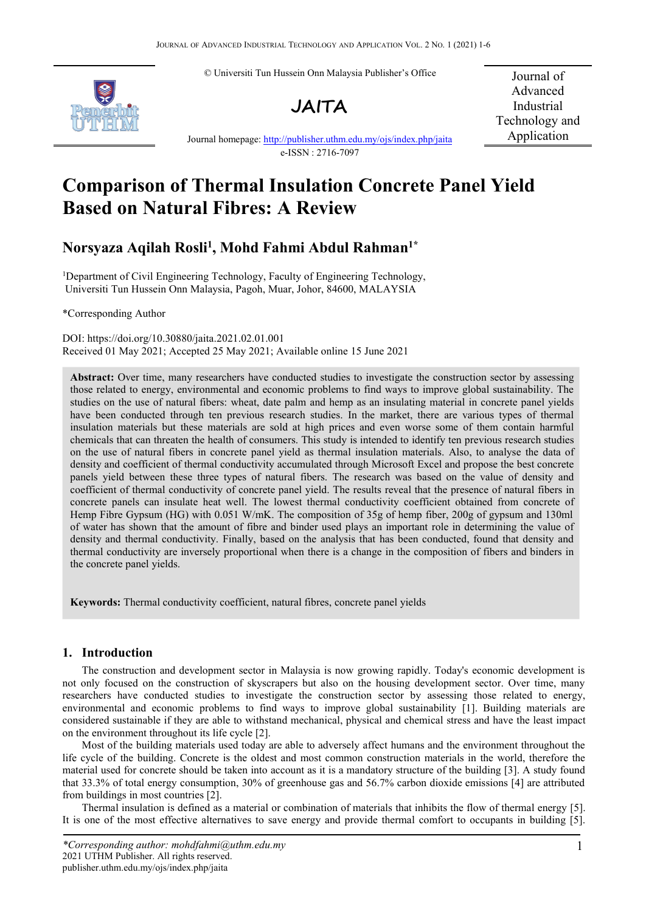© Universiti Tun Hussein Onn Malaysia Publisher's Office

**JAITA**

Journal homepage: http://publisher.uthm.edu.my/ojs/index.php/jaita
e-ISSN : 2716-7097

Journal of Advanced Industrial Technology and Application

# Comparison of Thermal Insulation Concrete Panel Yield Based on Natural Fibres: A Review

**Norsyaza Aqilah Rosli[1], Mohd Fahmi Abdul Rahman[1]***

[1]Department of Civil Engineering Technology, Faculty of Engineering Technology, Universiti Tun Hussein Onn Malaysia, Pagoh, Muar, Johor, 84600, MALAYSIA

*Corresponding Author

DOI: https://doi.org/10.30880/jaita.2021.02.01.001
Received 01 May 2021; Accepted 25 May 2021; Available online 15 June 2021

**Abstract:** Over time, many researchers have conducted studies to investigate the construction sector by assessing those related to energy, environmental and economic problems to find ways to improve global sustainability. The studies on the use of natural fibers: wheat, date palm and hemp as an insulating material in concrete panel yields have been conducted through ten previous research studies. In the market, there are various types of thermal insulation materials but these materials are sold at high prices and even worse some of them contain harmful chemicals that can threaten the health of consumers. This study is intended to identify ten previous research studies on the use of natural fibers in concrete panel yield as thermal insulation materials. Also, to analyse the data of density and coefficient of thermal conductivity accumulated through Microsoft Excel and propose the best concrete panels yield between these three types of natural fibers. The research was based on the value of density and coefficient of thermal conductivity of concrete panel yield. The results reveal that the presence of natural fibers in concrete panels can insulate heat well. The lowest thermal conductivity coefficient obtained from concrete of Hemp Fibre Gypsum (HG) with 0.051 W/mK. The composition of 35g of hemp fiber, 200g of gypsum and 130ml of water has shown that the amount of fibre and binder used plays an important role in determining the value of density and thermal conductivity. Finally, based on the analysis that has been conducted, found that density and thermal conductivity are inversely proportional when there is a change in the composition of fibers and binders in the concrete panel yields.

**Keywords:** Thermal conductivity coefficient, natural fibres, concrete panel yields

## 1. Introduction

The construction and development sector in Malaysia is now growing rapidly. Today's economic development is not only focused on the construction of skyscrapers but also on the housing development sector. Over time, many researchers have conducted studies to investigate the construction sector by assessing those related to energy, environmental and economic problems to find ways to improve global sustainability [1]. Building materials are considered sustainable if they are able to withstand mechanical, physical and chemical stress and have the least impact on the environment throughout its life cycle [2].

Most of the building materials used today are able to adversely affect humans and the environment throughout the life cycle of the building. Concrete is the oldest and most common construction materials in the world, therefore the material used for concrete should be taken into account as it is a mandatory structure of the building [3]. A study found that 33.3% of total energy consumption, 30% of greenhouse gas and 56.7% carbon dioxide emissions [4] are attributed from buildings in most countries [2].

Thermal insulation is defined as a material or combination of materials that inhibits the flow of thermal energy [5]. It is one of the most effective alternatives to save energy and provide thermal comfort to occupants in building [5].

*Corresponding author: mohdfahmi@uthm.edu.my
2021 UTHM Publisher. All rights reserved.
publisher.uthm.edu.my/ojs/index.php/jaita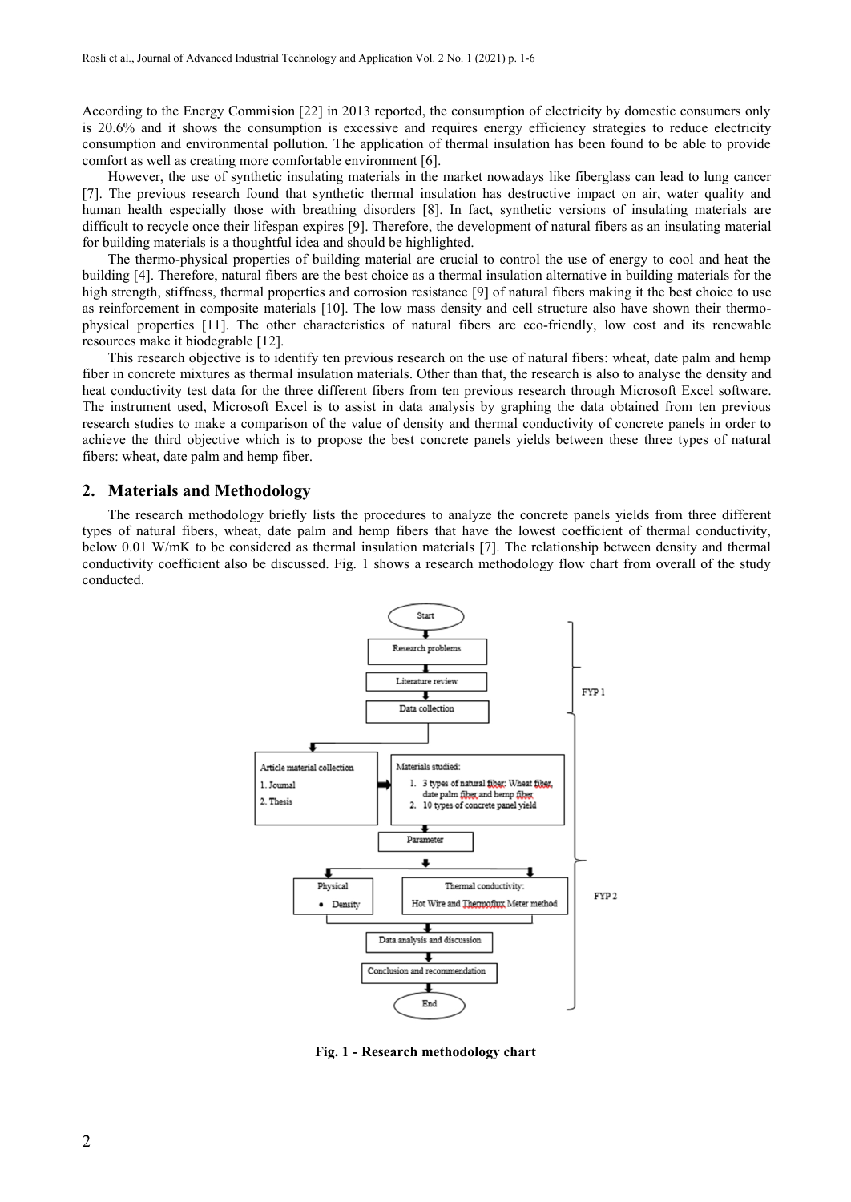According to the Energy Commision [22] in 2013 reported, the consumption of electricity by domestic consumers only is 20.6% and it shows the consumption is excessive and requires energy efficiency strategies to reduce electricity consumption and environmental pollution. The application of thermal insulation has been found to be able to provide comfort as well as creating more comfortable environment [6].

However, the use of synthetic insulating materials in the market nowadays like fiberglass can lead to lung cancer [7]. The previous research found that synthetic thermal insulation has destructive impact on air, water quality and human health especially those with breathing disorders [8]. In fact, synthetic versions of insulating materials are difficult to recycle once their lifespan expires [9]. Therefore, the development of natural fibers as an insulating material for building materials is a thoughtful idea and should be highlighted.

The thermo-physical properties of building material are crucial to control the use of energy to cool and heat the building [4]. Therefore, natural fibers are the best choice as a thermal insulation alternative in building materials for the high strength, stiffness, thermal properties and corrosion resistance [9] of natural fibers making it the best choice to use as reinforcement in composite materials [10]. The low mass density and cell structure also have shown their thermo-physical properties [11]. The other characteristics of natural fibers are eco-friendly, low cost and its renewable resources make it biodegrable [12].

This research objective is to identify ten previous research on the use of natural fibers: wheat, date palm and hemp fiber in concrete mixtures as thermal insulation materials. Other than that, the research is also to analyse the density and heat conductivity test data for the three different fibers from ten previous research through Microsoft Excel software. The instrument used, Microsoft Excel is to assist in data analysis by graphing the data obtained from ten previous research studies to make a comparison of the value of density and thermal conductivity of concrete panels in order to achieve the third objective which is to propose the best concrete panels yields between these three types of natural fibers: wheat, date palm and hemp fiber.

## 2. Materials and Methodology

The research methodology briefly lists the procedures to analyze the concrete panels yields from three different types of natural fibers, wheat, date palm and hemp fibers that have the lowest coefficient of thermal conductivity, below 0.01 W/mK to be considered as thermal insulation materials [7]. The relationship between density and thermal conductivity coefficient also be discussed. Fig. 1 shows a research methodology flow chart from overall of the study conducted.

Start → Research problems → Literature review → Data collection (FYP 1)

Article material collection: 1. Journal 2. Thesis → Materials studied: 1. 3 types of natural fiber: Wheat fiber, date palm fiber and hemp fiber 2. 10 types of concrete panel yield → Parameter → Physical: • Density; Thermal conductivity: Hot Wire and Thermoflux Meter method → Data analysis and discussion → Conclusion and recommendation → End (FYP 2)

**Fig. 1 - Research methodology chart**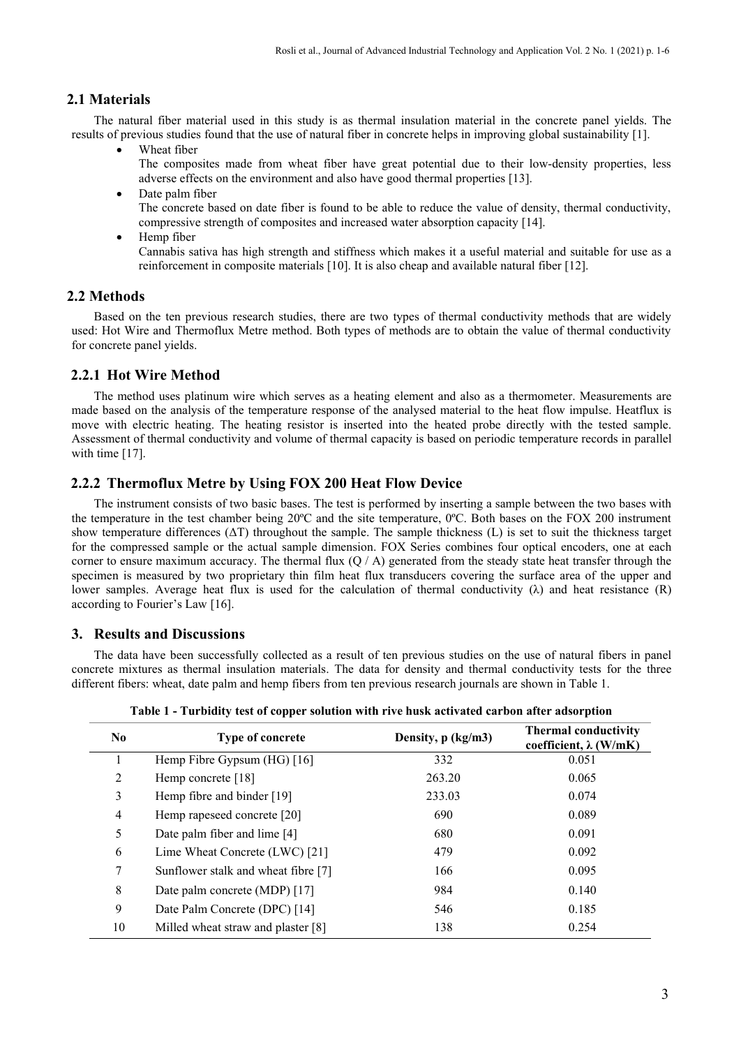## 2.1 Materials

The natural fiber material used in this study is as thermal insulation material in the concrete panel yields. The results of previous studies found that the use of natural fiber in concrete helps in improving global sustainability [1].

- Wheat fiber
  The composites made from wheat fiber have great potential due to their low-density properties, less adverse effects on the environment and also have good thermal properties [13].
- Date palm fiber
  The concrete based on date fiber is found to be able to reduce the value of density, thermal conductivity, compressive strength of composites and increased water absorption capacity [14].
- Hemp fiber
  Cannabis sativa has high strength and stiffness which makes it a useful material and suitable for use as a reinforcement in composite materials [10]. It is also cheap and available natural fiber [12].

## 2.2 Methods

Based on the ten previous research studies, there are two types of thermal conductivity methods that are widely used: Hot Wire and Thermoflux Metre method. Both types of methods are to obtain the value of thermal conductivity for concrete panel yields.

### 2.2.1 Hot Wire Method

The method uses platinum wire which serves as a heating element and also as a thermometer. Measurements are made based on the analysis of the temperature response of the analysed material to the heat flow impulse. Heatflux is move with electric heating. The heating resistor is inserted into the heated probe directly with the tested sample. Assessment of thermal conductivity and volume of thermal capacity is based on periodic temperature records in parallel with time [17].

### 2.2.2 Thermoflux Metre by Using FOX 200 Heat Flow Device

The instrument consists of two basic bases. The test is performed by inserting a sample between the two bases with the temperature in the test chamber being 20ºC and the site temperature, 0ºC. Both bases on the FOX 200 instrument show temperature differences (ΔT) throughout the sample. The sample thickness (L) is set to suit the thickness target for the compressed sample or the actual sample dimension. FOX Series combines four optical encoders, one at each corner to ensure maximum accuracy. The thermal flux (Q / A) generated from the steady state heat transfer through the specimen is measured by two proprietary thin film heat flux transducers covering the surface area of the upper and lower samples. Average heat flux is used for the calculation of thermal conductivity (λ) and heat resistance (R) according to Fourier's Law [16].

## 3. Results and Discussions

The data have been successfully collected as a result of ten previous studies on the use of natural fibers in panel concrete mixtures as thermal insulation materials. The data for density and thermal conductivity tests for the three different fibers: wheat, date palm and hemp fibers from ten previous research journals are shown in Table 1.

**Table 1 - Turbidity test of copper solution with rive husk activated carbon after adsorption**

| No | Type of concrete | Density, p (kg/m3) | Thermal conductivity coefficient, λ (W/mK) |
|---|---|---|---|
| 1 | Hemp Fibre Gypsum (HG) [16] | 332 | 0.051 |
| 2 | Hemp concrete [18] | 263.20 | 0.065 |
| 3 | Hemp fibre and binder [19] | 233.03 | 0.074 |
| 4 | Hemp rapeseed concrete [20] | 690 | 0.089 |
| 5 | Date palm fiber and lime [4] | 680 | 0.091 |
| 6 | Lime Wheat Concrete (LWC) [21] | 479 | 0.092 |
| 7 | Sunflower stalk and wheat fibre [7] | 166 | 0.095 |
| 8 | Date palm concrete (MDP) [17] | 984 | 0.140 |
| 9 | Date Palm Concrete (DPC) [14] | 546 | 0.185 |
| 10 | Milled wheat straw and plaster [8] | 138 | 0.254 |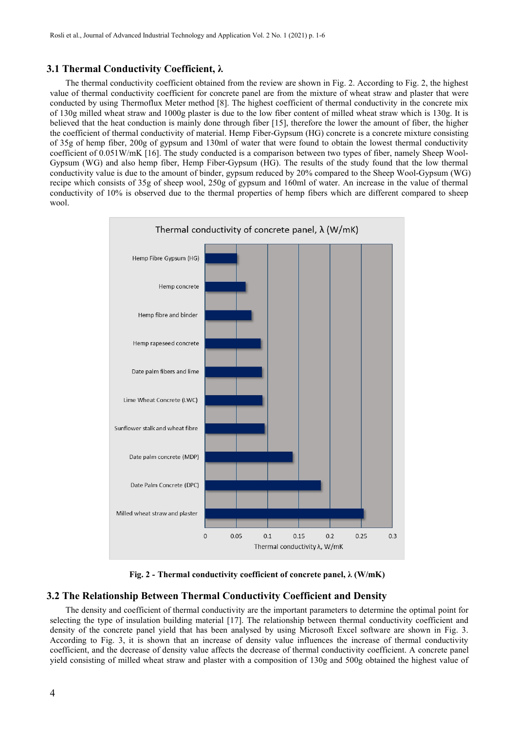### 3.1 Thermal Conductivity Coefficient, λ

The thermal conductivity coefficient obtained from the review are shown in Fig. 2. According to Fig. 2, the highest value of thermal conductivity coefficient for concrete panel are from the mixture of wheat straw and plaster that were conducted by using Thermoflux Meter method [8]. The highest coefficient of thermal conductivity in the concrete mix of 130g milled wheat straw and 1000g plaster is due to the low fiber content of milled wheat straw which is 130g. It is believed that the heat conduction is mainly done through fiber [15], therefore the lower the amount of fiber, the higher the coefficient of thermal conductivity of material. Hemp Fiber-Gypsum (HG) concrete is a concrete mixture consisting of 35g of hemp fiber, 200g of gypsum and 130ml of water that were found to obtain the lowest thermal conductivity coefficient of 0.051W/mK [16]. The study conducted is a comparison between two types of fiber, namely Sheep Wool-Gypsum (WG) and also hemp fiber, Hemp Fiber-Gypsum (HG). The results of the study found that the low thermal conductivity value is due to the amount of binder, gypsum reduced by 20% compared to the Sheep Wool-Gypsum (WG) recipe which consists of 35g of sheep wool, 250g of gypsum and 160ml of water. An increase in the value of thermal conductivity of 10% is observed due to the thermal properties of hemp fibers which are different compared to sheep wool.

**Fig. 2 - Thermal conductivity coefficient of concrete panel, λ (W/mK)**

### 3.2 The Relationship Between Thermal Conductivity Coefficient and Density

The density and coefficient of thermal conductivity are the important parameters to determine the optimal point for selecting the type of insulation building material [17]. The relationship between thermal conductivity coefficient and density of the concrete panel yield that has been analysed by using Microsoft Excel software are shown in Fig. 3. According to Fig. 3, it is shown that an increase of density value influences the increase of thermal conductivity coefficient, and the decrease of density value affects the decrease of thermal conductivity coefficient. A concrete panel yield consisting of milled wheat straw and plaster with a composition of 130g and 500g obtained the highest value of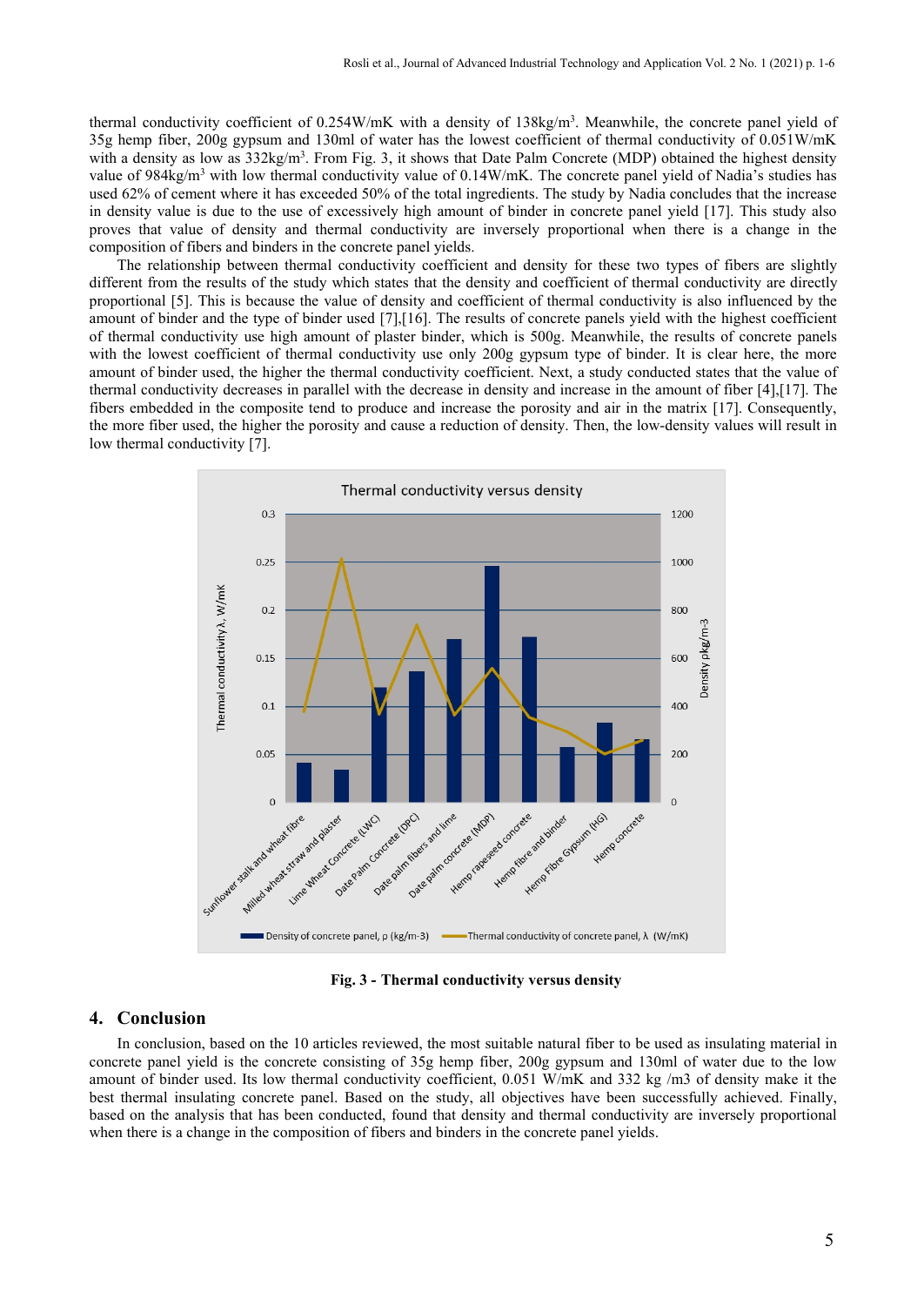thermal conductivity coefficient of 0.254W/mK with a density of 138kg/m$^3$. Meanwhile, the concrete panel yield of 35g hemp fiber, 200g gypsum and 130ml of water has the lowest coefficient of thermal conductivity of 0.051W/mK with a density as low as 332kg/m$^3$. From Fig. 3, it shows that Date Palm Concrete (MDP) obtained the highest density value of 984kg/m$^3$ with low thermal conductivity value of 0.14W/mK. The concrete panel yield of Nadia's studies has used 62% of cement where it has exceeded 50% of the total ingredients. The study by Nadia concludes that the increase in density value is due to the use of excessively high amount of binder in concrete panel yield [17]. This study also proves that value of density and thermal conductivity are inversely proportional when there is a change in the composition of fibers and binders in the concrete panel yields.

The relationship between thermal conductivity coefficient and density for these two types of fibers are slightly different from the results of the study which states that the density and coefficient of thermal conductivity are directly proportional [5]. This is because the value of density and coefficient of thermal conductivity is also influenced by the amount of binder and the type of binder used [7],[16]. The results of concrete panels yield with the highest coefficient of thermal conductivity use high amount of plaster binder, which is 500g. Meanwhile, the results of concrete panels with the lowest coefficient of thermal conductivity use only 200g gypsum type of binder. It is clear here, the more amount of binder used, the higher the thermal conductivity coefficient. Next, a study conducted states that the value of thermal conductivity decreases in parallel with the decrease in density and increase in the amount of fiber [4],[17]. The fibers embedded in the composite tend to produce and increase the porosity and air in the matrix [17]. Consequently, the more fiber used, the higher the porosity and cause a reduction of density. Then, the low-density values will result in low thermal conductivity [7].

**Fig. 3 - Thermal conductivity versus density**

## 4. Conclusion

In conclusion, based on the 10 articles reviewed, the most suitable natural fiber to be used as insulating material in concrete panel yield is the concrete consisting of 35g hemp fiber, 200g gypsum and 130ml of water due to the low amount of binder used. Its low thermal conductivity coefficient, 0.051 W/mK and 332 kg /m3 of density make it the best thermal insulating concrete panel. Based on the study, all objectives have been successfully achieved. Finally, based on the analysis that has been conducted, found that density and thermal conductivity are inversely proportional when there is a change in the composition of fibers and binders in the concrete panel yields.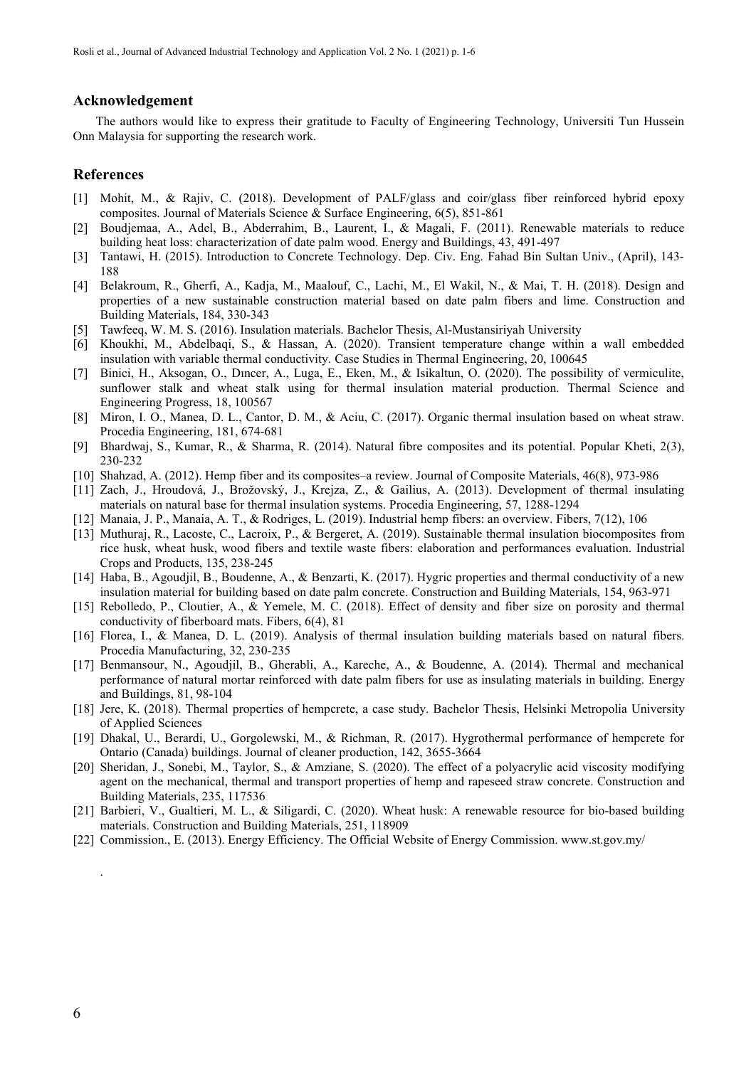## Acknowledgement

The authors would like to express their gratitude to Faculty of Engineering Technology, Universiti Tun Hussein Onn Malaysia for supporting the research work.

## References

[1] Mohit, M., & Rajiv, C. (2018). Development of PALF/glass and coir/glass fiber reinforced hybrid epoxy composites. Journal of Materials Science & Surface Engineering, 6(5), 851-861

[2] Boudjemaa, A., Adel, B., Abderrahim, B., Laurent, I., & Magali, F. (2011). Renewable materials to reduce building heat loss: characterization of date palm wood. Energy and Buildings, 43, 491-497

[3] Tantawi, H. (2015). Introduction to Concrete Technology. Dep. Civ. Eng. Fahad Bin Sultan Univ., (April), 143-188

[4] Belakroum, R., Gherfi, A., Kadja, M., Maalouf, C., Lachi, M., El Wakil, N., & Mai, T. H. (2018). Design and properties of a new sustainable construction material based on date palm fibers and lime. Construction and Building Materials, 184, 330-343

[5] Tawfeeq, W. M. S. (2016). Insulation materials. Bachelor Thesis, Al-Mustansiriyah University

[6] Khoukhi, M., Abdelbaqi, S., & Hassan, A. (2020). Transient temperature change within a wall embedded insulation with variable thermal conductivity. Case Studies in Thermal Engineering, 20, 100645

[7] Binici, H., Aksogan, O., Dıncer, A., Luga, E., Eken, M., & Isikaltun, O. (2020). The possibility of vermiculite, sunflower stalk and wheat stalk using for thermal insulation material production. Thermal Science and Engineering Progress, 18, 100567

[8] Miron, I. O., Manea, D. L., Cantor, D. M., & Aciu, C. (2017). Organic thermal insulation based on wheat straw. Procedia Engineering, 181, 674-681

[9] Bhardwaj, S., Kumar, R., & Sharma, R. (2014). Natural fibre composites and its potential. Popular Kheti, 2(3), 230-232

[10] Shahzad, A. (2012). Hemp fiber and its composites–a review. Journal of Composite Materials, 46(8), 973-986

[11] Zach, J., Hroudová, J., Brožovský, J., Krejza, Z., & Gailius, A. (2013). Development of thermal insulating materials on natural base for thermal insulation systems. Procedia Engineering, 57, 1288-1294

[12] Manaia, J. P., Manaia, A. T., & Rodriges, L. (2019). Industrial hemp fibers: an overview. Fibers, 7(12), 106

[13] Muthuraj, R., Lacoste, C., Lacroix, P., & Bergeret, A. (2019). Sustainable thermal insulation biocomposites from rice husk, wheat husk, wood fibers and textile waste fibers: elaboration and performances evaluation. Industrial Crops and Products, 135, 238-245

[14] Haba, B., Agoudjil, B., Boudenne, A., & Benzarti, K. (2017). Hygric properties and thermal conductivity of a new insulation material for building based on date palm concrete. Construction and Building Materials, 154, 963-971

[15] Rebolledo, P., Cloutier, A., & Yemele, M. C. (2018). Effect of density and fiber size on porosity and thermal conductivity of fiberboard mats. Fibers, 6(4), 81

[16] Florea, I., & Manea, D. L. (2019). Analysis of thermal insulation building materials based on natural fibers. Procedia Manufacturing, 32, 230-235

[17] Benmansour, N., Agoudjil, B., Gherabli, A., Kareche, A., & Boudenne, A. (2014). Thermal and mechanical performance of natural mortar reinforced with date palm fibers for use as insulating materials in building. Energy and Buildings, 81, 98-104

[18] Jere, K. (2018). Thermal properties of hempcrete, a case study. Bachelor Thesis, Helsinki Metropolia University of Applied Sciences

[19] Dhakal, U., Berardi, U., Gorgolewski, M., & Richman, R. (2017). Hygrothermal performance of hempcrete for Ontario (Canada) buildings. Journal of cleaner production, 142, 3655-3664

[20] Sheridan, J., Sonebi, M., Taylor, S., & Amziane, S. (2020). The effect of a polyacrylic acid viscosity modifying agent on the mechanical, thermal and transport properties of hemp and rapeseed straw concrete. Construction and Building Materials, 235, 117536

[21] Barbieri, V., Gualtieri, M. L., & Siligardi, C. (2020). Wheat husk: A renewable resource for bio-based building materials. Construction and Building Materials, 251, 118909

[22] Commission., E. (2013). Energy Efficiency. The Official Website of Energy Commission. www.st.gov.my/